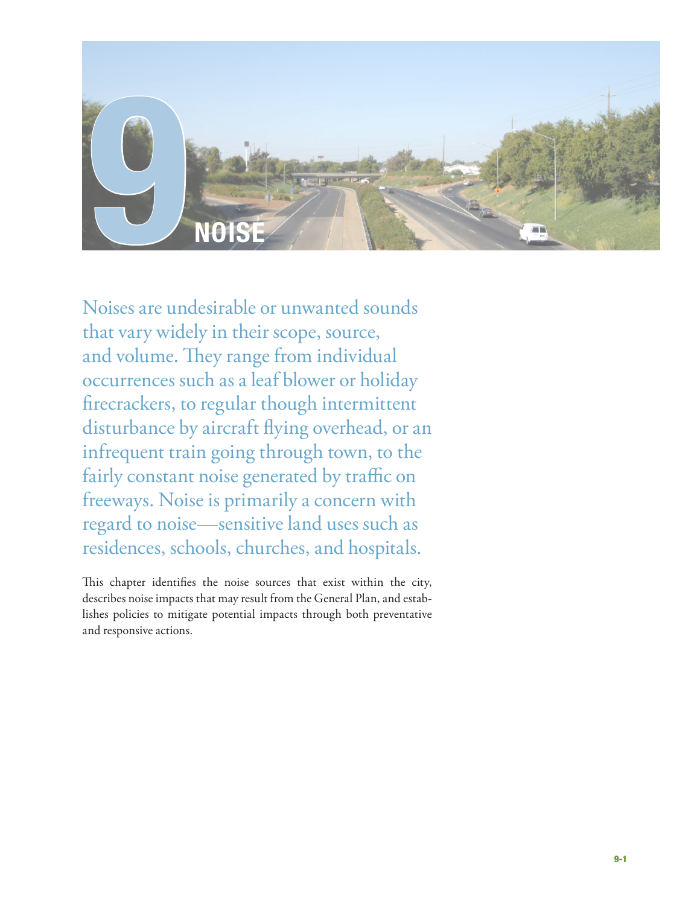# 9 NOISE

Noises are undesirable or unwanted sounds that vary widely in their scope, source, and volume. They range from individual occurrences such as a leaf blower or holiday firecrackers, to regular though intermittent disturbance by aircraft flying overhead, or an infrequent train going through town, to the fairly constant noise generated by traffic on freeways. Noise is primarily a concern with regard to noise—sensitive land uses such as residences, schools, churches, and hospitals.

This chapter identifies the noise sources that exist within the city, describes noise impacts that may result from the General Plan, and establishes policies to mitigate potential impacts through both preventative and responsive actions.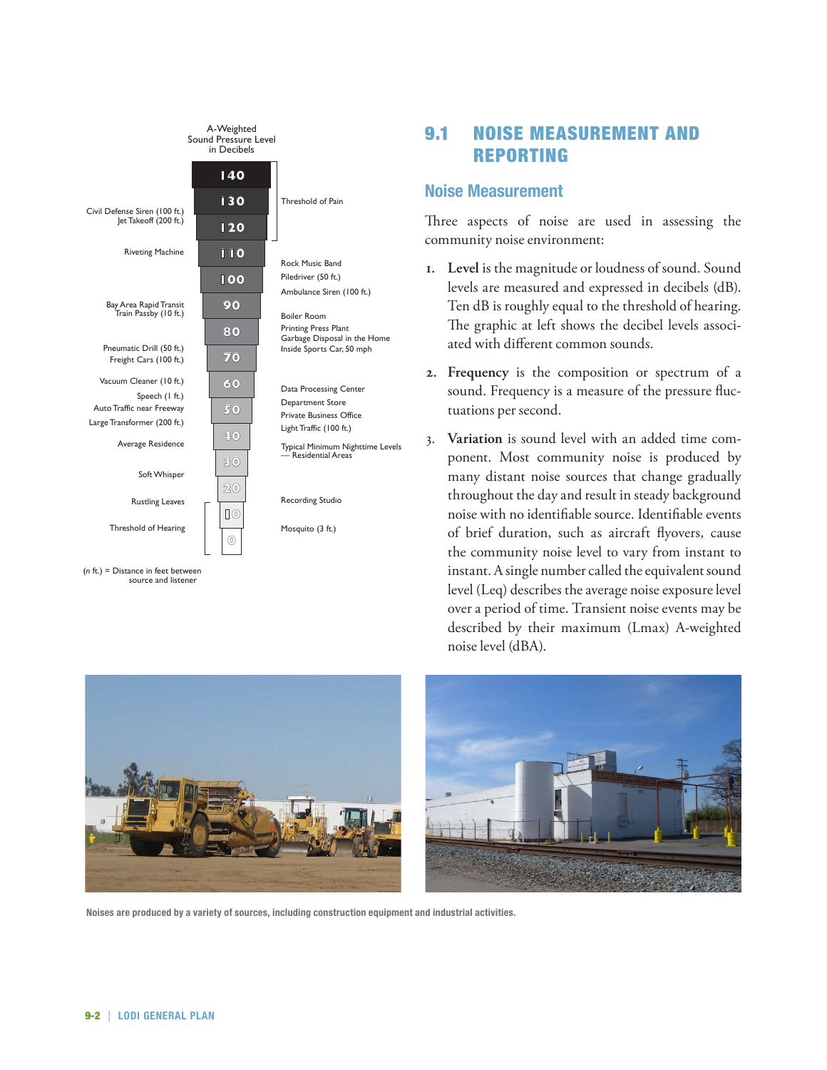A-Weighted Sound Pressure Level in Decibels

| Source (left) | dBA | Source (right) |
|---|---|---|
| | 140 | |
| | 130 | Threshold of Pain |
| Civil Defense Siren (100 ft.) Jet Takeoff (200 ft.) | 120 | |
| Riveting Machine | 110 | |
| | 100 | Rock Music Band; Piledriver (50 ft.); Ambulance Siren (100 ft.) |
| Bay Area Rapid Transit Train Passby (10 ft.) | 90 | Boiler Room; Printing Press Plant |
| | 80 | Garbage Disposal in the Home; Inside Sports Car, 50 mph |
| Pneumatic Drill (50 ft.); Freight Cars (100 ft.) | 70 | |
| Vacuum Cleaner (10 ft.) | 60 | Data Processing Center |
| Speech (1 ft.); Auto Traffic near Freeway; Large Transformer (200 ft.) | 50 | Department Store; Private Business Office; Light Traffic (100 ft.) |
| Average Residence | 40 | Typical Minimum Nighttime Levels — Residential Areas |
| Soft Whisper | 30 | |
| Rustling Leaves | 20 | Recording Studio |
| Threshold of Hearing | 10 | Mosquito (3 ft.) |
| | 0 | |

(*n* ft.) = Distance in feet between source and listener

## 9.1 NOISE MEASUREMENT AND REPORTING

### Noise Measurement

Three aspects of noise are used in assessing the community noise environment:

1. **Level** is the magnitude or loudness of sound. Sound levels are measured and expressed in decibels (dB). Ten dB is roughly equal to the threshold of hearing. The graphic at left shows the decibel levels associated with different common sounds.
2. **Frequency** is the composition or spectrum of a sound. Frequency is a measure of the pressure fluctuations per second.
3. **Variation** is sound level with an added time component. Most community noise is produced by many distant noise sources that change gradually throughout the day and result in steady background noise with no identifiable source. Identifiable events of brief duration, such as aircraft flyovers, cause the community noise level to vary from instant to instant. A single number called the equivalent sound level (Leq) describes the average noise exposure level over a period of time. Transient noise events may be described by their maximum (Lmax) A-weighted noise level (dBA).

Noises are produced by a variety of sources, including construction equipment and industrial activities.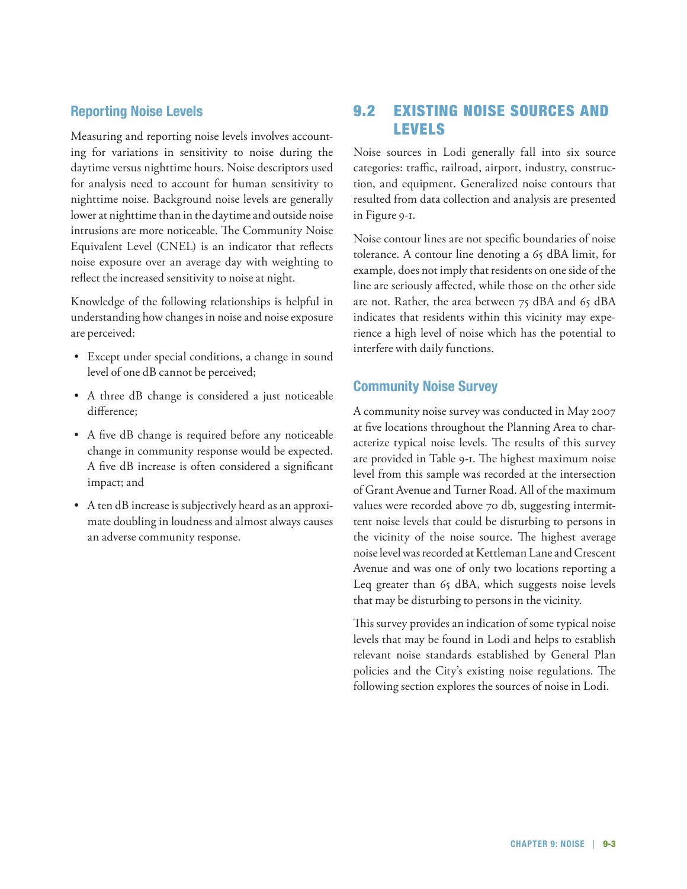### Reporting Noise Levels

Measuring and reporting noise levels involves accounting for variations in sensitivity to noise during the daytime versus nighttime hours. Noise descriptors used for analysis need to account for human sensitivity to nighttime noise. Background noise levels are generally lower at nighttime than in the daytime and outside noise intrusions are more noticeable. The Community Noise Equivalent Level (CNEL) is an indicator that reflects noise exposure over an average day with weighting to reflect the increased sensitivity to noise at night.

Knowledge of the following relationships is helpful in understanding how changes in noise and noise exposure are perceived:

- Except under special conditions, a change in sound level of one dB cannot be perceived;
- A three dB change is considered a just noticeable difference;
- A five dB change is required before any noticeable change in community response would be expected. A five dB increase is often considered a significant impact; and
- A ten dB increase is subjectively heard as an approximate doubling in loudness and almost always causes an adverse community response.

## 9.2 EXISTING NOISE SOURCES AND LEVELS

Noise sources in Lodi generally fall into six source categories: traffic, railroad, airport, industry, construction, and equipment. Generalized noise contours that resulted from data collection and analysis are presented in Figure 9-1.

Noise contour lines are not specific boundaries of noise tolerance. A contour line denoting a 65 dBA limit, for example, does not imply that residents on one side of the line are seriously affected, while those on the other side are not. Rather, the area between 75 dBA and 65 dBA indicates that residents within this vicinity may experience a high level of noise which has the potential to interfere with daily functions.

### Community Noise Survey

A community noise survey was conducted in May 2007 at five locations throughout the Planning Area to characterize typical noise levels. The results of this survey are provided in Table 9-1. The highest maximum noise level from this sample was recorded at the intersection of Grant Avenue and Turner Road. All of the maximum values were recorded above 70 db, suggesting intermittent noise levels that could be disturbing to persons in the vicinity of the noise source. The highest average noise level was recorded at Kettleman Lane and Crescent Avenue and was one of only two locations reporting a Leq greater than 65 dBA, which suggests noise levels that may be disturbing to persons in the vicinity.

This survey provides an indication of some typical noise levels that may be found in Lodi and helps to establish relevant noise standards established by General Plan policies and the City's existing noise regulations. The following section explores the sources of noise in Lodi.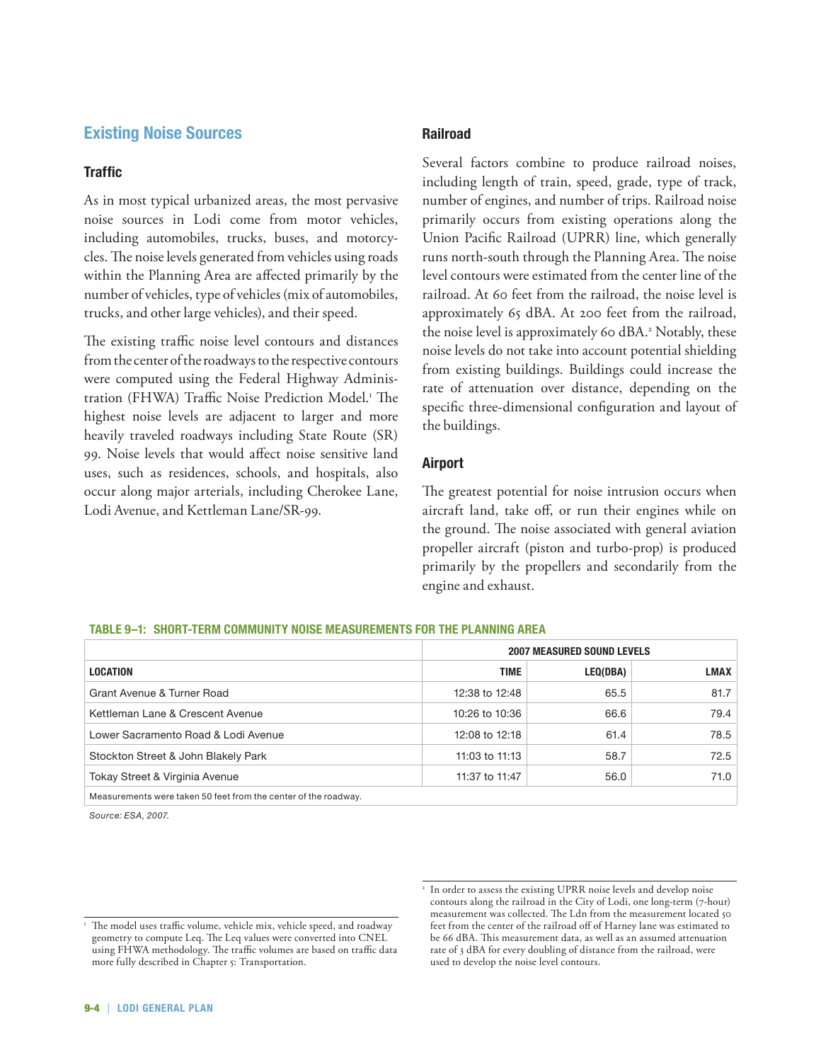## Existing Noise Sources

### Traffic

As in most typical urbanized areas, the most pervasive noise sources in Lodi come from motor vehicles, including automobiles, trucks, buses, and motorcycles. The noise levels generated from vehicles using roads within the Planning Area are affected primarily by the number of vehicles, type of vehicles (mix of automobiles, trucks, and other large vehicles), and their speed.

The existing traffic noise level contours and distances from the center of the roadways to the respective contours were computed using the Federal Highway Administration (FHWA) Traffic Noise Prediction Model.[1] The highest noise levels are adjacent to larger and more heavily traveled roadways including State Route (SR) 99. Noise levels that would affect noise sensitive land uses, such as residences, schools, and hospitals, also occur along major arterials, including Cherokee Lane, Lodi Avenue, and Kettleman Lane/SR-99.

### Railroad

Several factors combine to produce railroad noises, including length of train, speed, grade, type of track, number of engines, and number of trips. Railroad noise primarily occurs from existing operations along the Union Pacific Railroad (UPRR) line, which generally runs north-south through the Planning Area. The noise level contours were estimated from the center line of the railroad. At 60 feet from the railroad, the noise level is approximately 65 dBA. At 200 feet from the railroad, the noise level is approximately 60 dBA.[2] Notably, these noise levels do not take into account potential shielding from existing buildings. Buildings could increase the rate of attenuation over distance, depending on the specific three-dimensional configuration and layout of the buildings.

### Airport

The greatest potential for noise intrusion occurs when aircraft land, take off, or run their engines while on the ground. The noise associated with general aviation propeller aircraft (piston and turbo-prop) is produced primarily by the propellers and secondarily from the engine and exhaust.

**TABLE 9–1: SHORT-TERM COMMUNITY NOISE MEASUREMENTS FOR THE PLANNING AREA**

| | 2007 MEASURED SOUND LEVELS | | |
|---|---|---|---|
| **LOCATION** | **TIME** | **LEQ(DBA)** | **LMAX** |
| Grant Avenue & Turner Road | 12:38 to 12:48 | 65.5 | 81.7 |
| Kettleman Lane & Crescent Avenue | 10:26 to 10:36 | 66.6 | 79.4 |
| Lower Sacramento Road & Lodi Avenue | 12:08 to 12:18 | 61.4 | 78.5 |
| Stockton Street & John Blakely Park | 11:03 to 11:13 | 58.7 | 72.5 |
| Tokay Street & Virginia Avenue | 11:37 to 11:47 | 56.0 | 71.0 |
| Measurements were taken 50 feet from the center of the roadway. | | | |

*Source: ESA, 2007.*

---

[1] The model uses traffic volume, vehicle mix, vehicle speed, and roadway geometry to compute Leq. The Leq values were converted into CNEL using FHWA methodology. The traffic volumes are based on traffic data more fully described in Chapter 5: Transportation.

[2] In order to assess the existing UPRR noise levels and develop noise contours along the railroad in the City of Lodi, one long-term (7-hour) measurement was collected. The Ldn from the measurement located 50 feet from the center of the railroad off of Harney lane was estimated to be 66 dBA. This measurement data, as well as an assumed attenuation rate of 3 dBA for every doubling of distance from the railroad, were used to develop the noise level contours.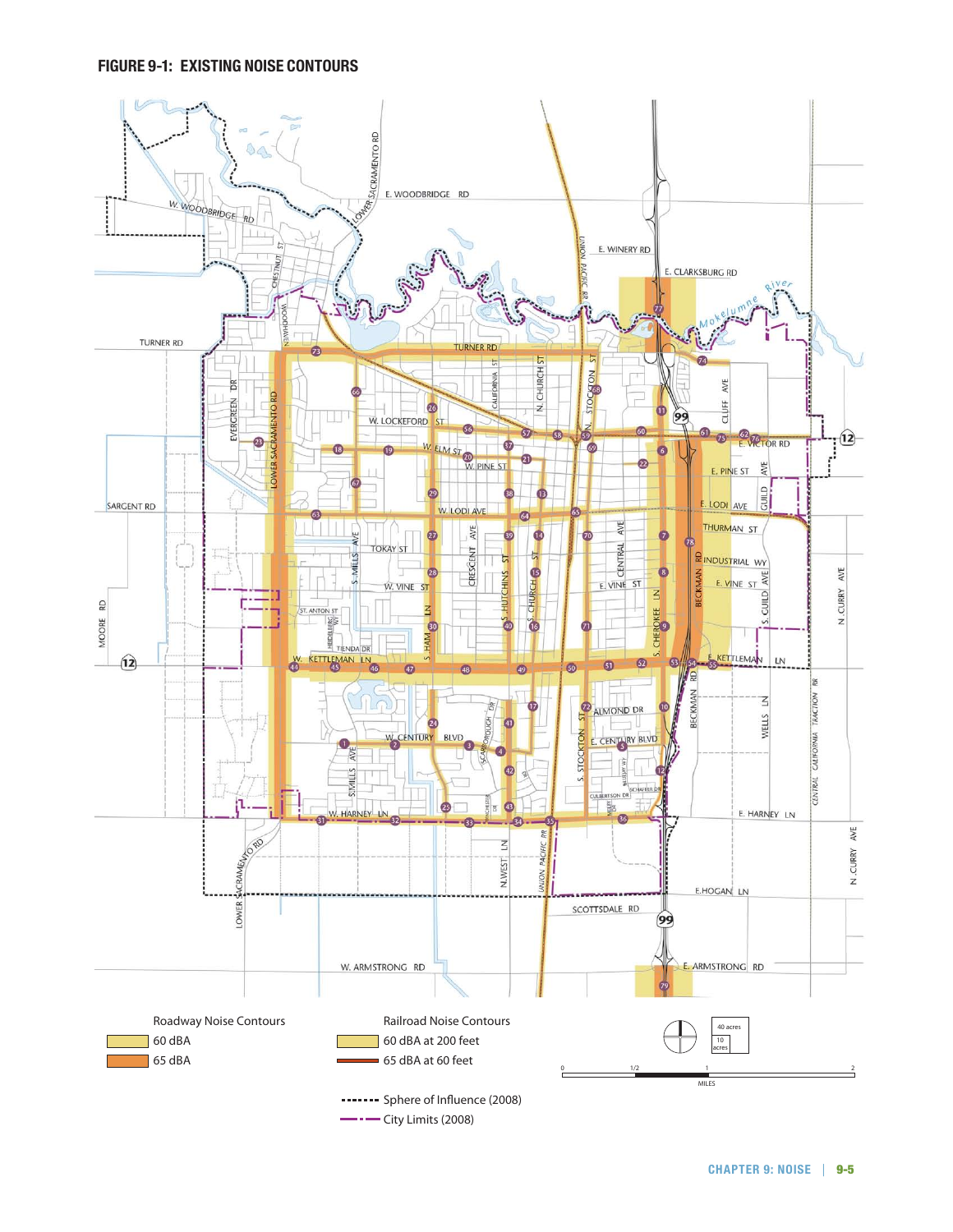## FIGURE 9-1: EXISTING NOISE CONTOURS

Roadway Noise Contours
- 60 dBA
- 65 dBA

Railroad Noise Contours
- 60 dBA at 200 feet
- 65 dBA at 60 feet

Sphere of Influence (2008)

City Limits (2008)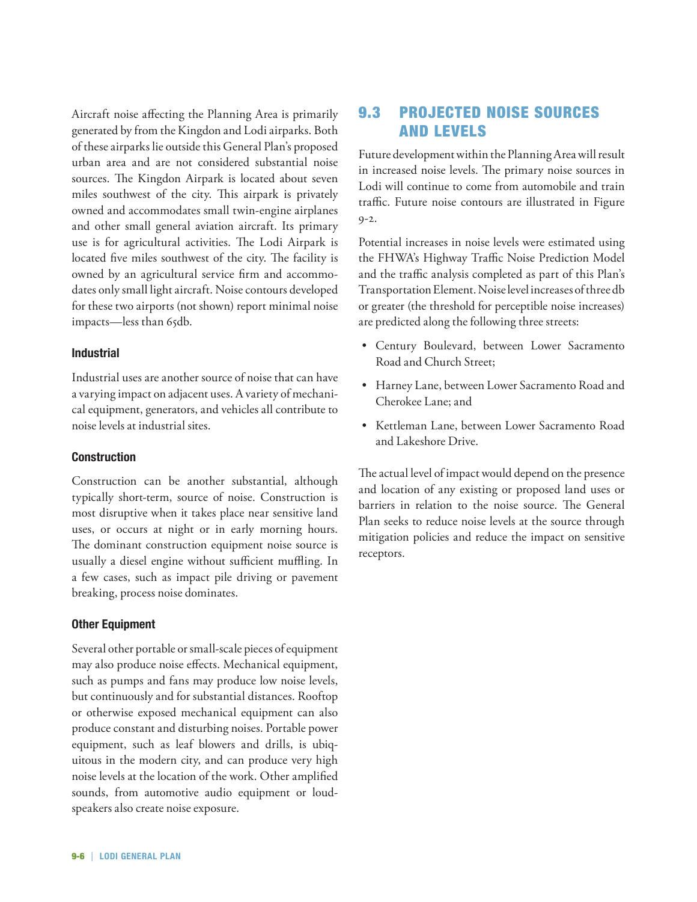Aircraft noise affecting the Planning Area is primarily generated by from the Kingdon and Lodi airparks. Both of these airparks lie outside this General Plan's proposed urban area and are not considered substantial noise sources. The Kingdon Airpark is located about seven miles southwest of the city. This airpark is privately owned and accommodates small twin-engine airplanes and other small general aviation aircraft. Its primary use is for agricultural activities. The Lodi Airpark is located five miles southwest of the city. The facility is owned by an agricultural service firm and accommodates only small light aircraft. Noise contours developed for these two airports (not shown) report minimal noise impacts—less than 65db.

#### Industrial

Industrial uses are another source of noise that can have a varying impact on adjacent uses. A variety of mechanical equipment, generators, and vehicles all contribute to noise levels at industrial sites.

#### Construction

Construction can be another substantial, although typically short-term, source of noise. Construction is most disruptive when it takes place near sensitive land uses, or occurs at night or in early morning hours. The dominant construction equipment noise source is usually a diesel engine without sufficient muffling. In a few cases, such as impact pile driving or pavement breaking, process noise dominates.

#### Other Equipment

Several other portable or small-scale pieces of equipment may also produce noise effects. Mechanical equipment, such as pumps and fans may produce low noise levels, but continuously and for substantial distances. Rooftop or otherwise exposed mechanical equipment can also produce constant and disturbing noises. Portable power equipment, such as leaf blowers and drills, is ubiquitous in the modern city, and can produce very high noise levels at the location of the work. Other amplified sounds, from automotive audio equipment or loudspeakers also create noise exposure.

## 9.3 PROJECTED NOISE SOURCES AND LEVELS

Future development within the Planning Area will result in increased noise levels. The primary noise sources in Lodi will continue to come from automobile and train traffic. Future noise contours are illustrated in Figure 9-2.

Potential increases in noise levels were estimated using the FHWA's Highway Traffic Noise Prediction Model and the traffic analysis completed as part of this Plan's Transportation Element. Noise level increases of three db or greater (the threshold for perceptible noise increases) are predicted along the following three streets:

- Century Boulevard, between Lower Sacramento Road and Church Street;
- Harney Lane, between Lower Sacramento Road and Cherokee Lane; and
- Kettleman Lane, between Lower Sacramento Road and Lakeshore Drive.

The actual level of impact would depend on the presence and location of any existing or proposed land uses or barriers in relation to the noise source. The General Plan seeks to reduce noise levels at the source through mitigation policies and reduce the impact on sensitive receptors.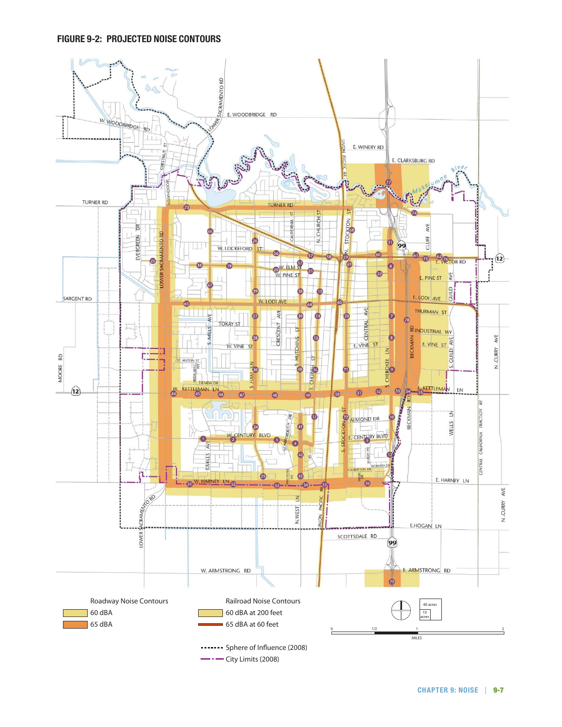**FIGURE 9-2: PROJECTED NOISE CONTOURS**

Roadway Noise Contours

- 60 dBA
- 65 dBA

Railroad Noise Contours

- 60 dBA at 200 feet
- 65 dBA at 60 feet

Sphere of Influence (2008)

City Limits (2008)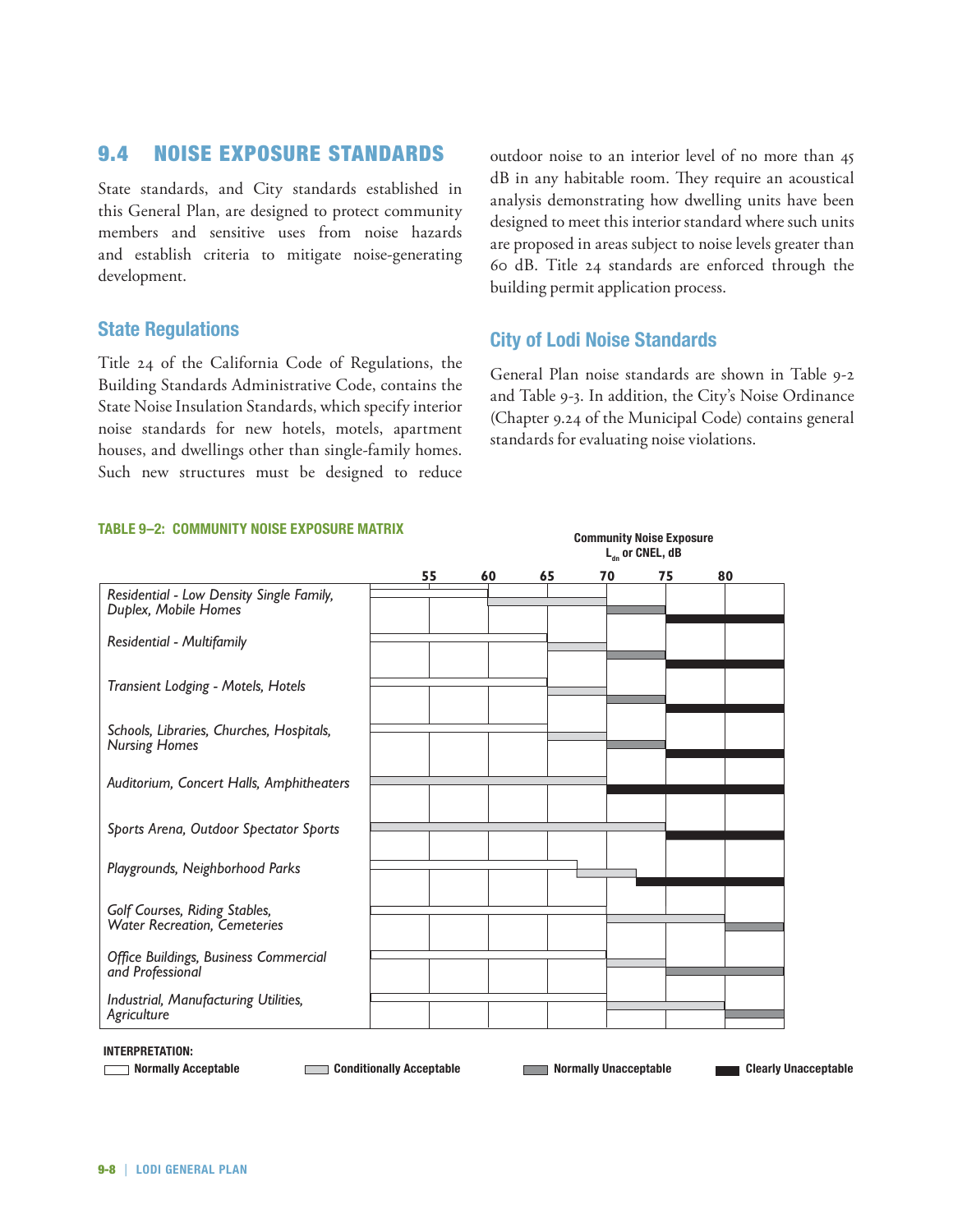## 9.4 NOISE EXPOSURE STANDARDS

State standards, and City standards established in this General Plan, are designed to protect community members and sensitive uses from noise hazards and establish criteria to mitigate noise-generating development.

### State Regulations

Title 24 of the California Code of Regulations, the Building Standards Administrative Code, contains the State Noise Insulation Standards, which specify interior noise standards for new hotels, motels, apartment houses, and dwellings other than single-family homes. Such new structures must be designed to reduce outdoor noise to an interior level of no more than 45 dB in any habitable room. They require an acoustical analysis demonstrating how dwelling units have been designed to meet this interior standard where such units are proposed in areas subject to noise levels greater than 60 dB. Title 24 standards are enforced through the building permit application process.

### City of Lodi Noise Standards

General Plan noise standards are shown in Table 9-2 and Table 9-3. In addition, the City's Noise Ordinance (Chapter 9.24 of the Municipal Code) contains general standards for evaluating noise violations.

**TABLE 9–2: COMMUNITY NOISE EXPOSURE MATRIX**

Community Noise Exposure $L_{dn}$ or CNEL, dB

| Land Use | Normally Acceptable | Conditionally Acceptable | Normally Unacceptable | Clearly Unacceptable |
|---|---|---|---|---|
| *Residential - Low Density Single Family, Duplex, Mobile Homes* | Up to 60 | 60–70 | 70–75 | Above 75 |
| *Residential - Multifamily* | Up to 65 | 65–70 | 70–75 | Above 75 |
| *Transient Lodging - Motels, Hotels* | Up to 65 | 65–70 | 70–75 | Above 75 |
| *Schools, Libraries, Churches, Hospitals, Nursing Homes* | Up to 65 | 65–70 | 70–75 | Above 75 |
| *Auditorium, Concert Halls, Amphitheaters* | | Up to 70 | | Above 70 |
| *Sports Arena, Outdoor Spectator Sports* | | Up to 75 | | Above 75 |
| *Playgrounds, Neighborhood Parks* | Up to 67.5 | 67.5–72.5 | | Above 72.5 |
| *Golf Courses, Riding Stables, Water Recreation, Cemeteries* | Up to 70 | 70–80 | Above 80 | |
| *Office Buildings, Business Commercial and Professional* | Up to 70 | 70–75 | Above 75 | |
| *Industrial, Manufacturing Utilities, Agriculture* | Up to 70 | 70–80 | Above 80 | |

**INTERPRETATION:**

- Normally Acceptable
- Conditionally Acceptable
- Normally Unacceptable
- Clearly Unacceptable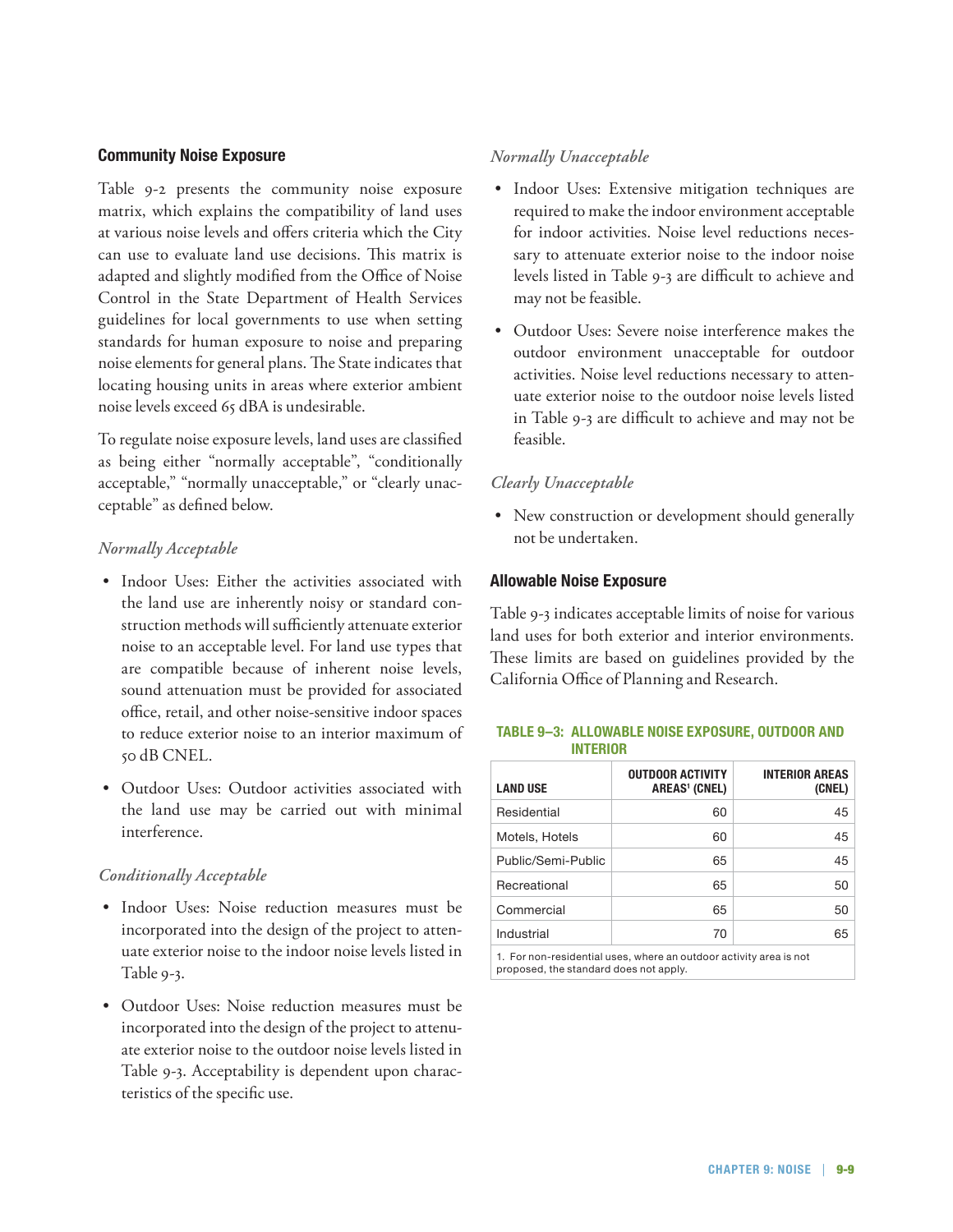### Community Noise Exposure

Table 9-2 presents the community noise exposure matrix, which explains the compatibility of land uses at various noise levels and offers criteria which the City can use to evaluate land use decisions. This matrix is adapted and slightly modified from the Office of Noise Control in the State Department of Health Services guidelines for local governments to use when setting standards for human exposure to noise and preparing noise elements for general plans. The State indicates that locating housing units in areas where exterior ambient noise levels exceed 65 dBA is undesirable.

To regulate noise exposure levels, land uses are classified as being either "normally acceptable", "conditionally acceptable," "normally unacceptable," or "clearly unacceptable" as defined below.

*Normally Acceptable*

- Indoor Uses: Either the activities associated with the land use are inherently noisy or standard construction methods will sufficiently attenuate exterior noise to an acceptable level. For land use types that are compatible because of inherent noise levels, sound attenuation must be provided for associated office, retail, and other noise-sensitive indoor spaces to reduce exterior noise to an interior maximum of 50 dB CNEL.
- Outdoor Uses: Outdoor activities associated with the land use may be carried out with minimal interference.

*Conditionally Acceptable*

- Indoor Uses: Noise reduction measures must be incorporated into the design of the project to attenuate exterior noise to the indoor noise levels listed in Table 9-3.
- Outdoor Uses: Noise reduction measures must be incorporated into the design of the project to attenuate exterior noise to the outdoor noise levels listed in Table 9-3. Acceptability is dependent upon characteristics of the specific use.

*Normally Unacceptable*

- Indoor Uses: Extensive mitigation techniques are required to make the indoor environment acceptable for indoor activities. Noise level reductions necessary to attenuate exterior noise to the indoor noise levels listed in Table 9-3 are difficult to achieve and may not be feasible.
- Outdoor Uses: Severe noise interference makes the outdoor environment unacceptable for outdoor activities. Noise level reductions necessary to attenuate exterior noise to the outdoor noise levels listed in Table 9-3 are difficult to achieve and may not be feasible.

*Clearly Unacceptable*

- New construction or development should generally not be undertaken.

### Allowable Noise Exposure

Table 9-3 indicates acceptable limits of noise for various land uses for both exterior and interior environments. These limits are based on guidelines provided by the California Office of Planning and Research.

**TABLE 9–3: ALLOWABLE NOISE EXPOSURE, OUTDOOR AND INTERIOR**

| LAND USE | OUTDOOR ACTIVITY AREAS[1] (CNEL) | INTERIOR AREAS (CNEL) |
|---|---|---|
| Residential | 60 | 45 |
| Motels, Hotels | 60 | 45 |
| Public/Semi-Public | 65 | 45 |
| Recreational | 65 | 50 |
| Commercial | 65 | 50 |
| Industrial | 70 | 65 |

1. For non-residential uses, where an outdoor activity area is not proposed, the standard does not apply.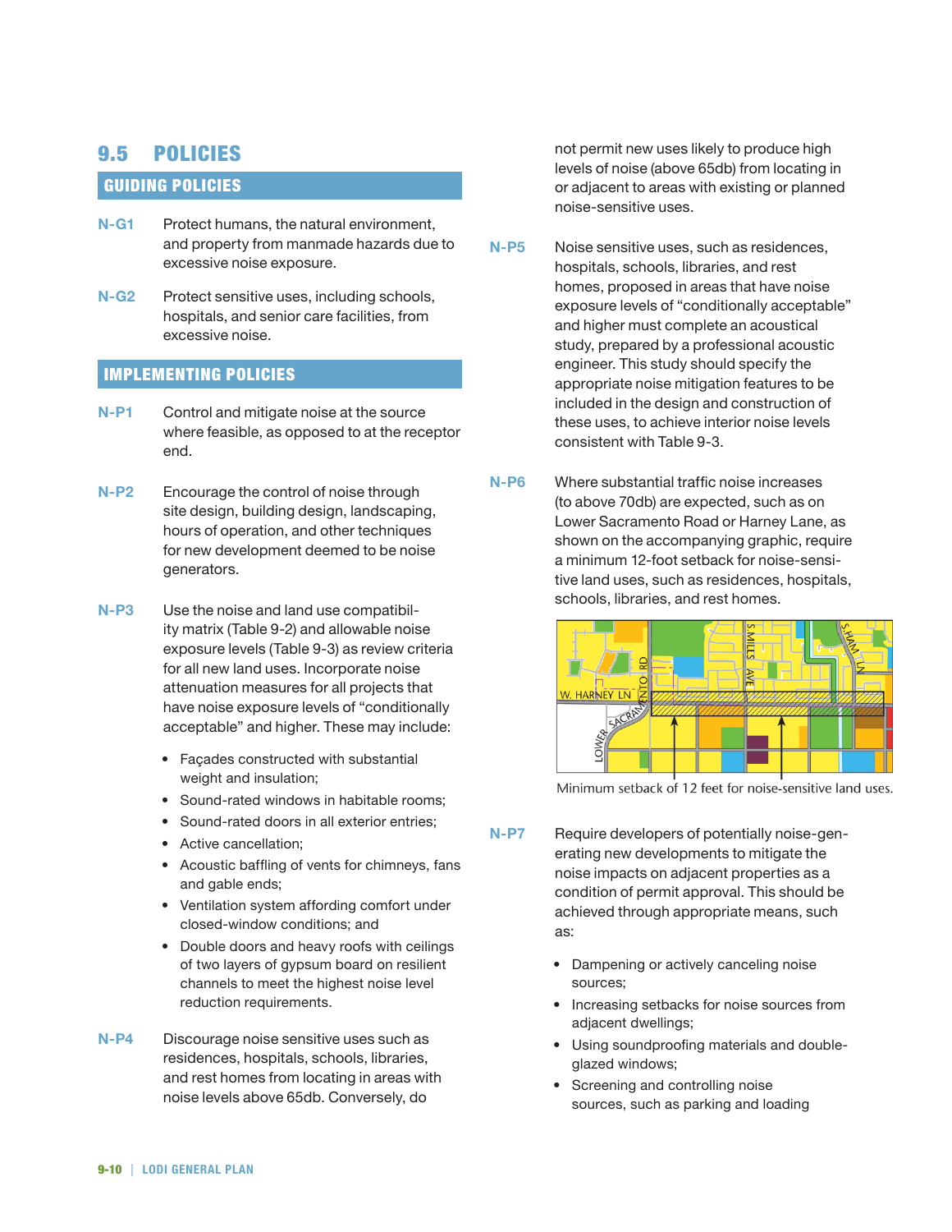## 9.5 POLICIES

### GUIDING POLICIES

**N-G1** Protect humans, the natural environment, and property from manmade hazards due to excessive noise exposure.

**N-G2** Protect sensitive uses, including schools, hospitals, and senior care facilities, from excessive noise.

### IMPLEMENTING POLICIES

**N-P1** Control and mitigate noise at the source where feasible, as opposed to at the receptor end.

**N-P2** Encourage the control of noise through site design, building design, landscaping, hours of operation, and other techniques for new development deemed to be noise generators.

**N-P3** Use the noise and land use compatibility matrix (Table 9-2) and allowable noise exposure levels (Table 9-3) as review criteria for all new land uses. Incorporate noise attenuation measures for all projects that have noise exposure levels of "conditionally acceptable" and higher. These may include:

- Façades constructed with substantial weight and insulation;
- Sound-rated windows in habitable rooms;
- Sound-rated doors in all exterior entries;
- Active cancellation;
- Acoustic baffling of vents for chimneys, fans and gable ends;
- Ventilation system affording comfort under closed-window conditions; and
- Double doors and heavy roofs with ceilings of two layers of gypsum board on resilient channels to meet the highest noise level reduction requirements.

**N-P4** Discourage noise sensitive uses such as residences, hospitals, schools, libraries, and rest homes from locating in areas with noise levels above 65db. Conversely, do not permit new uses likely to produce high levels of noise (above 65db) from locating in or adjacent to areas with existing or planned noise-sensitive uses.

**N-P5** Noise sensitive uses, such as residences, hospitals, schools, libraries, and rest homes, proposed in areas that have noise exposure levels of "conditionally acceptable" and higher must complete an acoustical study, prepared by a professional acoustic engineer. This study should specify the appropriate noise mitigation features to be included in the design and construction of these uses, to achieve interior noise levels consistent with Table 9-3.

**N-P6** Where substantial traffic noise increases (to above 70db) are expected, such as on Lower Sacramento Road or Harney Lane, as shown on the accompanying graphic, require a minimum 12-foot setback for noise-sensitive land uses, such as residences, hospitals, schools, libraries, and rest homes.

Minimum setback of 12 feet for noise-sensitive land uses.

**N-P7** Require developers of potentially noise-generating new developments to mitigate the noise impacts on adjacent properties as a condition of permit approval. This should be achieved through appropriate means, such as:

- Dampening or actively canceling noise sources;
- Increasing setbacks for noise sources from adjacent dwellings;
- Using soundproofing materials and double-glazed windows;
- Screening and controlling noise sources, such as parking and loading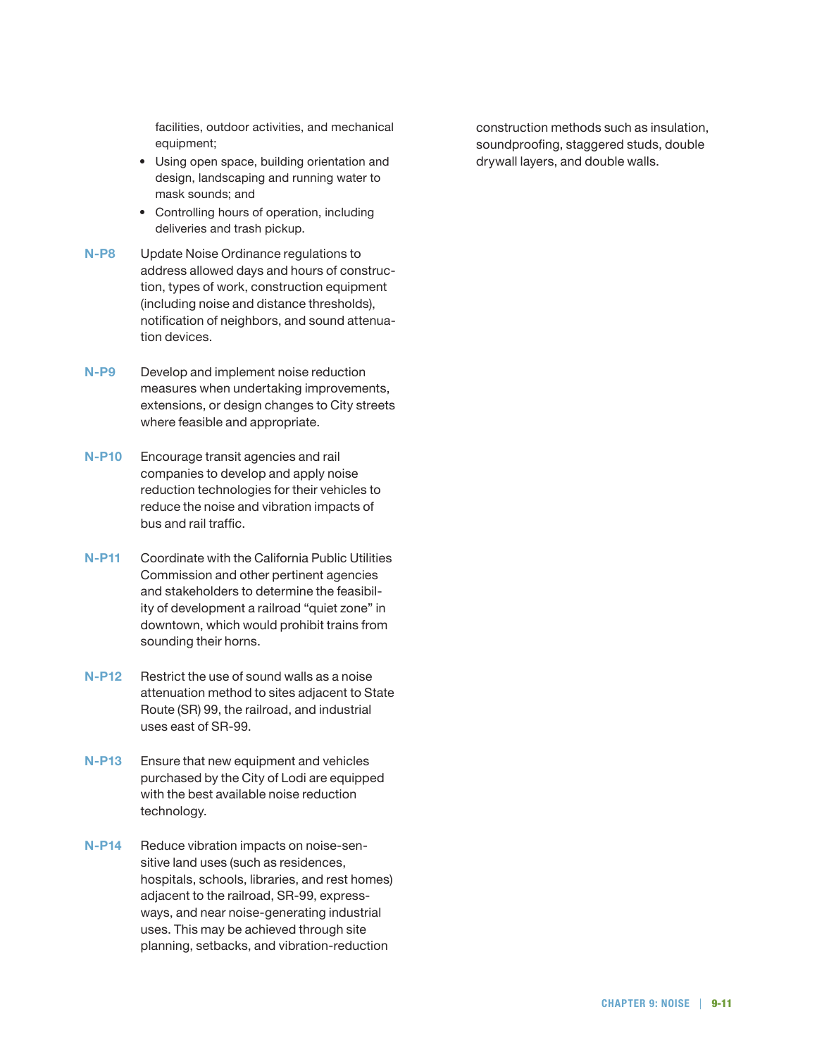facilities, outdoor activities, and mechanical equipment;

- Using open space, building orientation and design, landscaping and running water to mask sounds; and
- Controlling hours of operation, including deliveries and trash pickup.

**N-P8** Update Noise Ordinance regulations to address allowed days and hours of construction, types of work, construction equipment (including noise and distance thresholds), notification of neighbors, and sound attenuation devices.

**N-P9** Develop and implement noise reduction measures when undertaking improvements, extensions, or design changes to City streets where feasible and appropriate.

**N-P10** Encourage transit agencies and rail companies to develop and apply noise reduction technologies for their vehicles to reduce the noise and vibration impacts of bus and rail traffic.

**N-P11** Coordinate with the California Public Utilities Commission and other pertinent agencies and stakeholders to determine the feasibility of development a railroad "quiet zone" in downtown, which would prohibit trains from sounding their horns.

**N-P12** Restrict the use of sound walls as a noise attenuation method to sites adjacent to State Route (SR) 99, the railroad, and industrial uses east of SR-99.

**N-P13** Ensure that new equipment and vehicles purchased by the City of Lodi are equipped with the best available noise reduction technology.

**N-P14** Reduce vibration impacts on noise-sensitive land uses (such as residences, hospitals, schools, libraries, and rest homes) adjacent to the railroad, SR-99, expressways, and near noise-generating industrial uses. This may be achieved through site planning, setbacks, and vibration-reduction construction methods such as insulation, soundproofing, staggered studs, double drywall layers, and double walls.